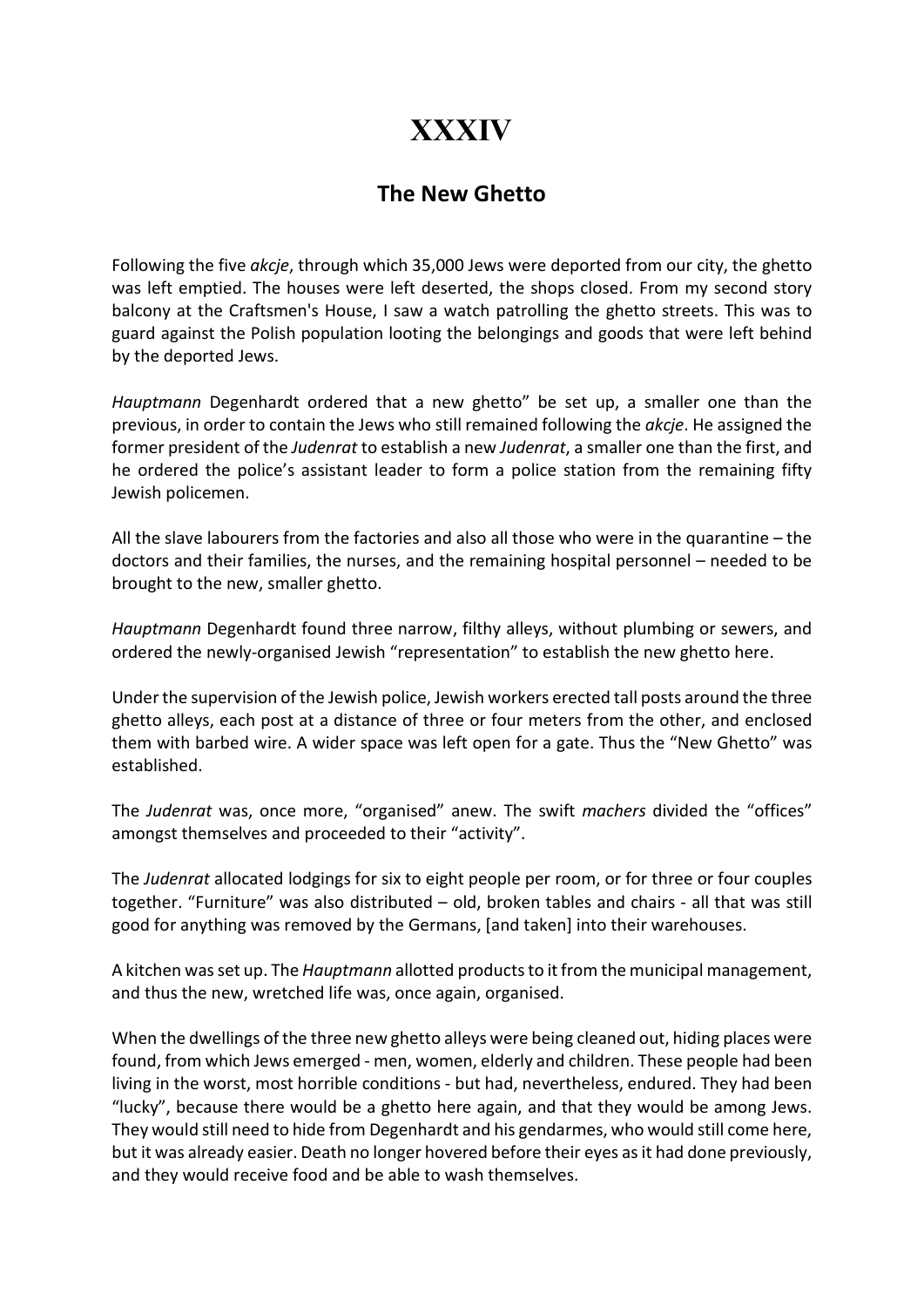# XXXIV

## The New Ghetto

Following the five *akcje*, through which 35,000 Jews were deported from our city, the ghetto was left emptied. The houses were left deserted, the shops closed. From my second story balcony at the Craftsmen's House, I saw a watch patrolling the ghetto streets. This was to guard against the Polish population looting the belongings and goods that were left behind by the deported Jews.

*Hauptmann* Degenhardt ordered that a new ghetto" be set up, a smaller one than the previous, in order to contain the Jews who still remained following the *akcje*. He assigned the former president of the *Judenrat* to establish a new *Judenrat*, a smaller one than the first, and he ordered the police's assistant leader to form a police station from the remaining fifty Jewish policemen.

All the slave labourers from the factories and also all those who were in the quarantine – the doctors and their families, the nurses, and the remaining hospital personnel – needed to be brought to the new, smaller ghetto.

*Hauptmann* Degenhardt found three narrow, filthy alleys, without plumbing or sewers, and ordered the newly-organised Jewish "representation" to establish the new ghetto here.

Under the supervision of the Jewish police, Jewish workers erected tall posts around the three ghetto alleys, each post at a distance of three or four meters from the other, and enclosed them with barbed wire. A wider space was left open for a gate. Thus the "New Ghetto" was established.

The *Judenrat* was, once more, "organised" anew. The swift *machers* divided the "offices" amongst themselves and proceeded to their "activity".

The *Judenrat* allocated lodgings for six to eight people per room, or for three or four couples together. "Furniture" was also distributed – old, broken tables and chairs - all that was still good for anything was removed by the Germans, [and taken] into their warehouses.

A kitchen was set up. The *Hauptmann* allotted products to it from the municipal management, and thus the new, wretched life was, once again, organised.

When the dwellings of the three new ghetto alleys were being cleaned out, hiding places were found, from which Jews emerged - men, women, elderly and children. These people had been living in the worst, most horrible conditions - but had, nevertheless, endured. They had been "lucky", because there would be a ghetto here again, and that they would be among Jews. They would still need to hide from Degenhardt and his gendarmes, who would still come here, but it was already easier. Death no longer hovered before their eyes as it had done previously, and they would receive food and be able to wash themselves.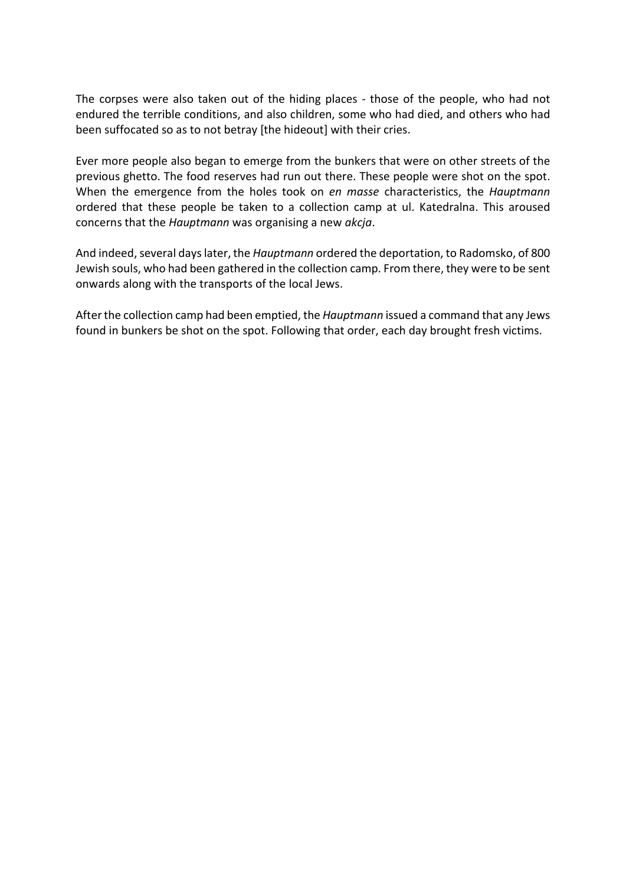The corpses were also taken out of the hiding places - those of the people, who had not endured the terrible conditions, and also children, some who had died, and others who had been suffocated so as to not betray [the hideout] with their cries.

Ever more people also began to emerge from the bunkers that were on other streets of the previous ghetto. The food reserves had run out there. These people were shot on the spot. When the emergence from the holes took on *en masse* characteristics, the *Hauptmann* ordered that these people be taken to a collection camp at ul. Katedralna. This aroused concerns that the *Hauptmann* was organising a new *akcja*.

And indeed, several days later, the *Hauptmann* ordered the deportation, to Radomsko, of 800 Jewish souls, who had been gathered in the collection camp. From there, they were to be sent onwards along with the transports of the local Jews.

After the collection camp had been emptied, the *Hauptmann* issued a command that any Jews found in bunkers be shot on the spot. Following that order, each day brought fresh victims.